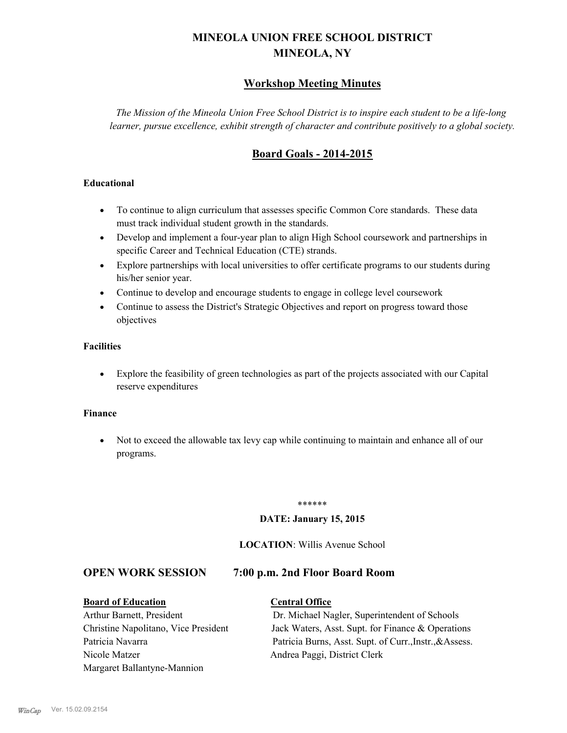# MINEOLA UNION FREE SCHOOL DISTRICT
## MINEOLA, NY

## Workshop Meeting Minutes

*The Mission of the Mineola Union Free School District is to inspire each student to be a life-long learner, pursue excellence, exhibit strength of character and contribute positively to a global society.*

## Board Goals - 2014-2015

**Educational**

- To continue to align curriculum that assesses specific Common Core standards. These data must track individual student growth in the standards.
- Develop and implement a four-year plan to align High School coursework and partnerships in specific Career and Technical Education (CTE) strands.
- Explore partnerships with local universities to offer certificate programs to our students during his/her senior year.
- Continue to develop and encourage students to engage in college level coursework
- Continue to assess the District's Strategic Objectives and report on progress toward those objectives

**Facilities**

- Explore the feasibility of green technologies as part of the projects associated with our Capital reserve expenditures

**Finance**

- Not to exceed the allowable tax levy cap while continuing to maintain and enhance all of our programs.

******

**DATE: January 15, 2015**

**LOCATION**: Willis Avenue School

## OPEN WORK SESSION 7:00 p.m. 2nd Floor Board Room

**Board of Education**

Arthur Barnett, President
Christine Napolitano, Vice President
Patricia Navarra
Nicole Matzer
Margaret Ballantyne-Mannion

**Central Office**

Dr. Michael Nagler, Superintendent of Schools
Jack Waters, Asst. Supt. for Finance & Operations
Patricia Burns, Asst. Supt. of Curr.,Instr.,&Assess.
Andrea Paggi, District Clerk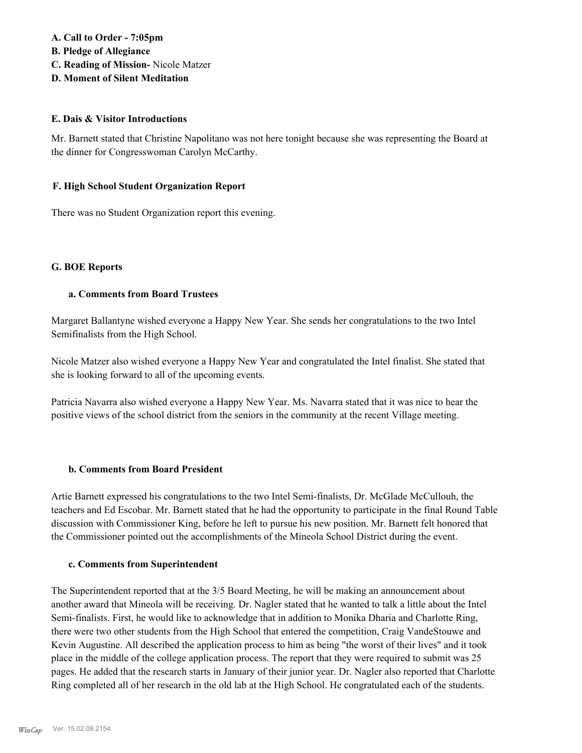**A. Call to Order - 7:05pm**
**B. Pledge of Allegiance**
**C. Reading of Mission-** Nicole Matzer
**D. Moment of Silent Meditation**

#### E. Dais & Visitor Introductions

Mr. Barnett stated that Christine Napolitano was not here tonight because she was representing the Board at the dinner for Congresswoman Carolyn McCarthy.

#### F. High School Student Organization Report

There was no Student Organization report this evening.

#### G. BOE Reports

**a. Comments from Board Trustees**

Margaret Ballantyne wished everyone a Happy New Year. She sends her congratulations to the two Intel Semifinalists from the High School.

Nicole Matzer also wished everyone a Happy New Year and congratulated the Intel finalist. She stated that she is looking forward to all of the upcoming events.

Patricia Navarra also wished everyone a Happy New Year. Ms. Navarra stated that it was nice to hear the positive views of the school district from the seniors in the community at the recent Village meeting.

**b. Comments from Board President**

Artie Barnett expressed his congratulations to the two Intel Semi-finalists, Dr. McGlade McCullouh, the teachers and Ed Escobar. Mr. Barnett stated that he had the opportunity to participate in the final Round Table discussion with Commissioner King, before he left to pursue his new position. Mr. Barnett felt honored that the Commissioner pointed out the accomplishments of the Mineola School District during the event.

**c. Comments from Superintendent**

The Superintendent reported that at the 3/5 Board Meeting, he will be making an announcement about another award that Mineola will be receiving. Dr. Nagler stated that he wanted to talk a little about the Intel Semi-finalists. First, he would like to acknowledge that in addition to Monika Dharia and Charlotte Ring, there were two other students from the High School that entered the competition, Craig VandeStouwe and Kevin Augustine. All described the application process to him as being "the worst of their lives" and it took place in the middle of the college application process. The report that they were required to submit was 25 pages. He added that the research starts in January of their junior year. Dr. Nagler also reported that Charlotte Ring completed all of her research in the old lab at the High School. He congratulated each of the students.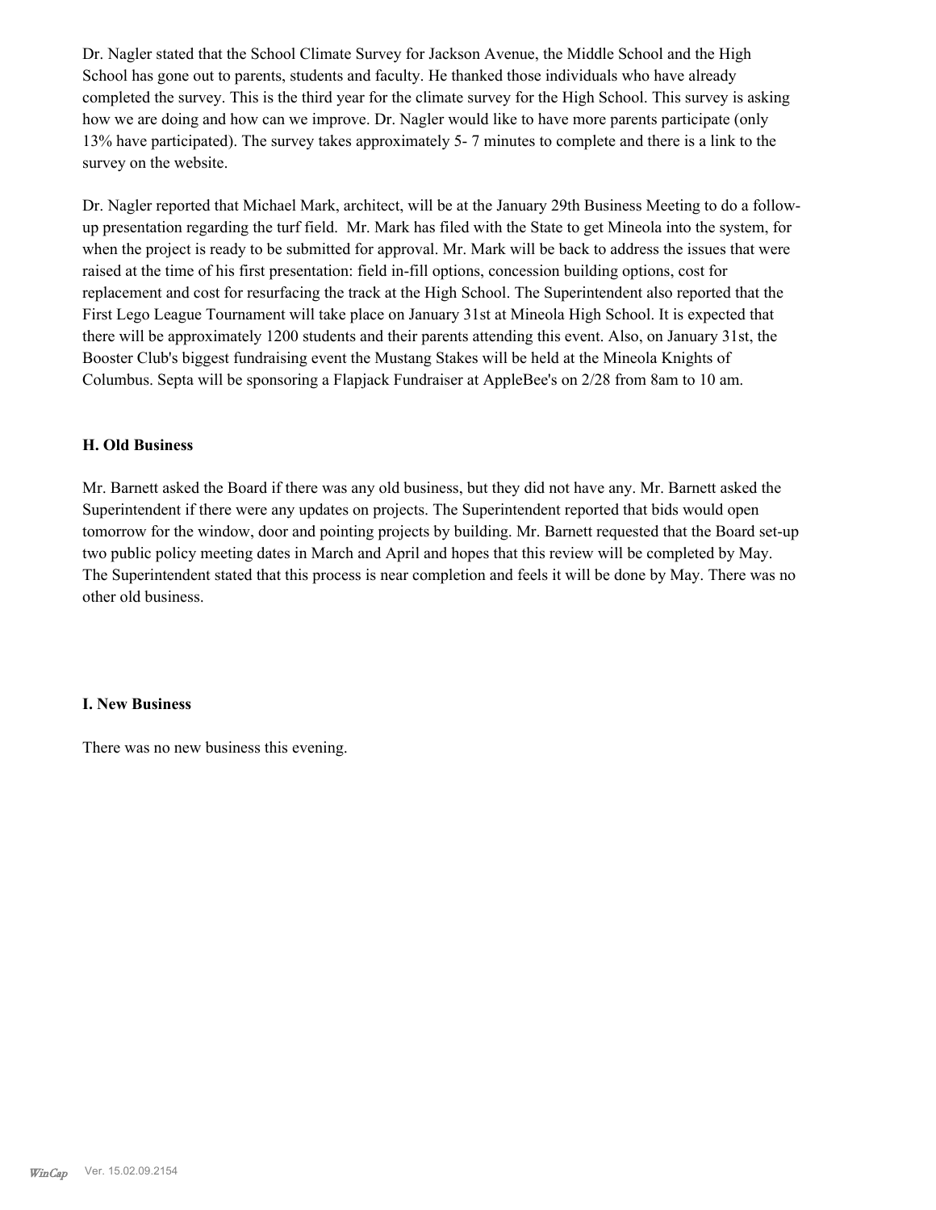Dr. Nagler stated that the School Climate Survey for Jackson Avenue, the Middle School and the High School has gone out to parents, students and faculty. He thanked those individuals who have already completed the survey. This is the third year for the climate survey for the High School. This survey is asking how we are doing and how can we improve. Dr. Nagler would like to have more parents participate (only 13% have participated). The survey takes approximately 5- 7 minutes to complete and there is a link to the survey on the website.

Dr. Nagler reported that Michael Mark, architect, will be at the January 29th Business Meeting to do a follow-up presentation regarding the turf field. Mr. Mark has filed with the State to get Mineola into the system, for when the project is ready to be submitted for approval. Mr. Mark will be back to address the issues that were raised at the time of his first presentation: field in-fill options, concession building options, cost for replacement and cost for resurfacing the track at the High School. The Superintendent also reported that the First Lego League Tournament will take place on January 31st at Mineola High School. It is expected that there will be approximately 1200 students and their parents attending this event. Also, on January 31st, the Booster Club's biggest fundraising event the Mustang Stakes will be held at the Mineola Knights of Columbus. Septa will be sponsoring a Flapjack Fundraiser at AppleBee's on 2/28 from 8am to 10 am.

### H. Old Business

Mr. Barnett asked the Board if there was any old business, but they did not have any. Mr. Barnett asked the Superintendent if there were any updates on projects. The Superintendent reported that bids would open tomorrow for the window, door and pointing projects by building. Mr. Barnett requested that the Board set-up two public policy meeting dates in March and April and hopes that this review will be completed by May. The Superintendent stated that this process is near completion and feels it will be done by May. There was no other old business.

### I. New Business

There was no new business this evening.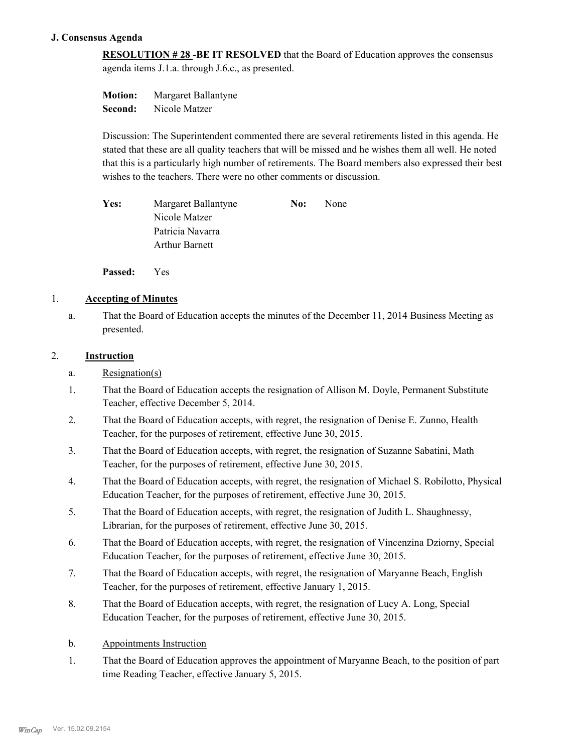### J. Consensus Agenda

**RESOLUTION # 28 -BE IT RESOLVED** that the Board of Education approves the consensus agenda items J.1.a. through J.6.c., as presented.

**Motion:** Margaret Ballantyne
**Second:** Nicole Matzer

Discussion: The Superintendent commented there are several retirements listed in this agenda. He stated that these are all quality teachers that will be missed and he wishes them all well. He noted that this is a particularly high number of retirements. The Board members also expressed their best wishes to the teachers. There were no other comments or discussion.

**Yes:** Margaret Ballantyne, Nicole Matzer, Patricia Navarra, Arthur Barnett
**No:** None

**Passed:** Yes

1. **Accepting of Minutes**

   a. That the Board of Education accepts the minutes of the December 11, 2014 Business Meeting as presented.

2. **Instruction**

   a. Resignation(s)

   1. That the Board of Education accepts the resignation of Allison M. Doyle, Permanent Substitute Teacher, effective December 5, 2014.
   2. That the Board of Education accepts, with regret, the resignation of Denise E. Zunno, Health Teacher, for the purposes of retirement, effective June 30, 2015.
   3. That the Board of Education accepts, with regret, the resignation of Suzanne Sabatini, Math Teacher, for the purposes of retirement, effective June 30, 2015.
   4. That the Board of Education accepts, with regret, the resignation of Michael S. Robilotto, Physical Education Teacher, for the purposes of retirement, effective June 30, 2015.
   5. That the Board of Education accepts, with regret, the resignation of Judith L. Shaughnessy, Librarian, for the purposes of retirement, effective June 30, 2015.
   6. That the Board of Education accepts, with regret, the resignation of Vincenzina Dziorny, Special Education Teacher, for the purposes of retirement, effective June 30, 2015.
   7. That the Board of Education accepts, with regret, the resignation of Maryanne Beach, English Teacher, for the purposes of retirement, effective January 1, 2015.
   8. That the Board of Education accepts, with regret, the resignation of Lucy A. Long, Special Education Teacher, for the purposes of retirement, effective June 30, 2015.

   b. Appointments Instruction

   1. That the Board of Education approves the appointment of Maryanne Beach, to the position of part time Reading Teacher, effective January 5, 2015.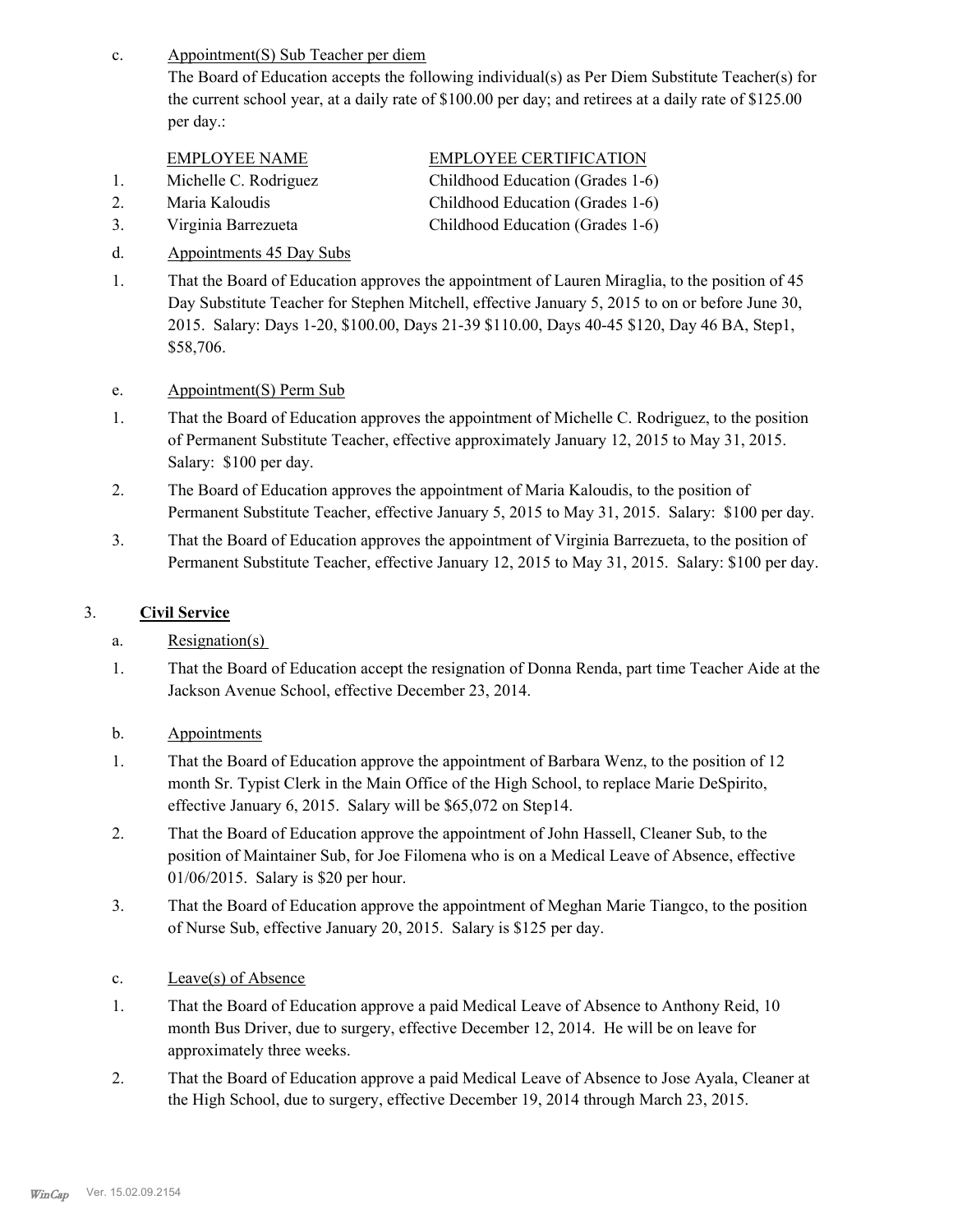c. Appointment(S) Sub Teacher per diem

The Board of Education accepts the following individual(s) as Per Diem Substitute Teacher(s) for the current school year, at a daily rate of $100.00 per day; and retirees at a daily rate of $125.00 per day.:

| | EMPLOYEE NAME | EMPLOYEE CERTIFICATION |
|---|---|---|
| 1. | Michelle C. Rodriguez | Childhood Education (Grades 1-6) |
| 2. | Maria Kaloudis | Childhood Education (Grades 1-6) |
| 3. | Virginia Barrezueta | Childhood Education (Grades 1-6) |

d. Appointments 45 Day Subs

1. That the Board of Education approves the appointment of Lauren Miraglia, to the position of 45 Day Substitute Teacher for Stephen Mitchell, effective January 5, 2015 to on or before June 30, 2015. Salary: Days 1-20, $100.00, Days 21-39 $110.00, Days 40-45 $120, Day 46 BA, Step1, $58,706.

e. Appointment(S) Perm Sub

1. That the Board of Education approves the appointment of Michelle C. Rodriguez, to the position of Permanent Substitute Teacher, effective approximately January 12, 2015 to May 31, 2015. Salary: $100 per day.
2. The Board of Education approves the appointment of Maria Kaloudis, to the position of Permanent Substitute Teacher, effective January 5, 2015 to May 31, 2015. Salary: $100 per day.
3. That the Board of Education approves the appointment of Virginia Barrezueta, to the position of Permanent Substitute Teacher, effective January 12, 2015 to May 31, 2015. Salary: $100 per day.

3. **Civil Service**

a. Resignation(s)

1. That the Board of Education accept the resignation of Donna Renda, part time Teacher Aide at the Jackson Avenue School, effective December 23, 2014.

b. Appointments

1. That the Board of Education approve the appointment of Barbara Wenz, to the position of 12 month Sr. Typist Clerk in the Main Office of the High School, to replace Marie DeSpirito, effective January 6, 2015. Salary will be $65,072 on Step14.
2. That the Board of Education approve the appointment of John Hassell, Cleaner Sub, to the position of Maintainer Sub, for Joe Filomena who is on a Medical Leave of Absence, effective 01/06/2015. Salary is $20 per hour.
3. That the Board of Education approve the appointment of Meghan Marie Tiangco, to the position of Nurse Sub, effective January 20, 2015. Salary is $125 per day.

c. Leave(s) of Absence

1. That the Board of Education approve a paid Medical Leave of Absence to Anthony Reid, 10 month Bus Driver, due to surgery, effective December 12, 2014. He will be on leave for approximately three weeks.
2. That the Board of Education approve a paid Medical Leave of Absence to Jose Ayala, Cleaner at the High School, due to surgery, effective December 19, 2014 through March 23, 2015.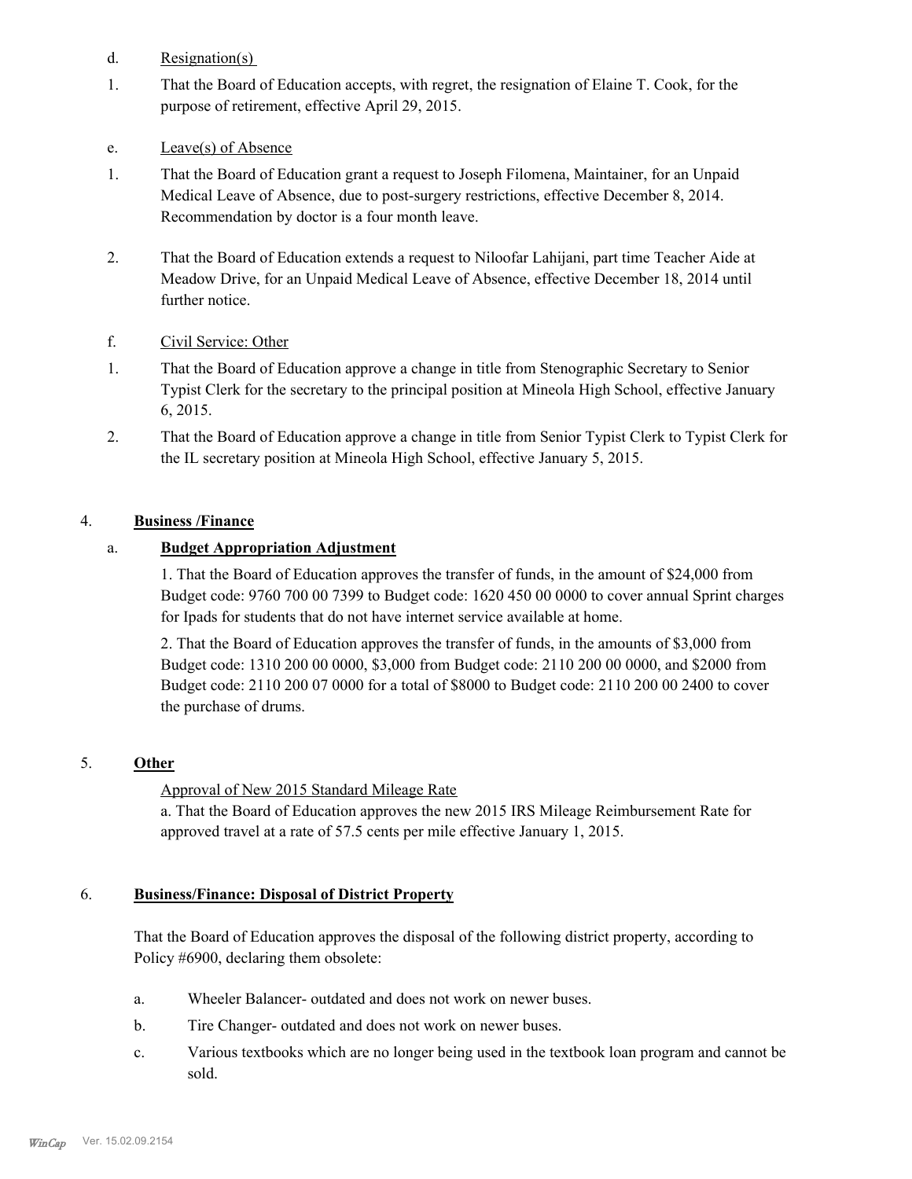d. Resignation(s)

1. That the Board of Education accepts, with regret, the resignation of Elaine T. Cook, for the purpose of retirement, effective April 29, 2015.

e. Leave(s) of Absence

1. That the Board of Education grant a request to Joseph Filomena, Maintainer, for an Unpaid Medical Leave of Absence, due to post-surgery restrictions, effective December 8, 2014. Recommendation by doctor is a four month leave.

2. That the Board of Education extends a request to Niloofar Lahijani, part time Teacher Aide at Meadow Drive, for an Unpaid Medical Leave of Absence, effective December 18, 2014 until further notice.

f. Civil Service: Other

1. That the Board of Education approve a change in title from Stenographic Secretary to Senior Typist Clerk for the secretary to the principal position at Mineola High School, effective January 6, 2015.

2. That the Board of Education approve a change in title from Senior Typist Clerk to Typist Clerk for the IL secretary position at Mineola High School, effective January 5, 2015.

## 4. **Business /Finance**

### a. **Budget Appropriation Adjustment**

1. That the Board of Education approves the transfer of funds, in the amount of $24,000 from Budget code: 9760 700 00 7399 to Budget code: 1620 450 00 0000 to cover annual Sprint charges for Ipads for students that do not have internet service available at home.

2. That the Board of Education approves the transfer of funds, in the amounts of $3,000 from Budget code: 1310 200 00 0000, $3,000 from Budget code: 2110 200 00 0000, and $2000 from Budget code: 2110 200 07 0000 for a total of $8000 to Budget code: 2110 200 00 2400 to cover the purchase of drums.

## 5. **Other**

Approval of New 2015 Standard Mileage Rate

a. That the Board of Education approves the new 2015 IRS Mileage Reimbursement Rate for approved travel at a rate of 57.5 cents per mile effective January 1, 2015.

## 6. **Business/Finance: Disposal of District Property**

That the Board of Education approves the disposal of the following district property, according to Policy #6900, declaring them obsolete:

a. Wheeler Balancer- outdated and does not work on newer buses.

b. Tire Changer- outdated and does not work on newer buses.

c. Various textbooks which are no longer being used in the textbook loan program and cannot be sold.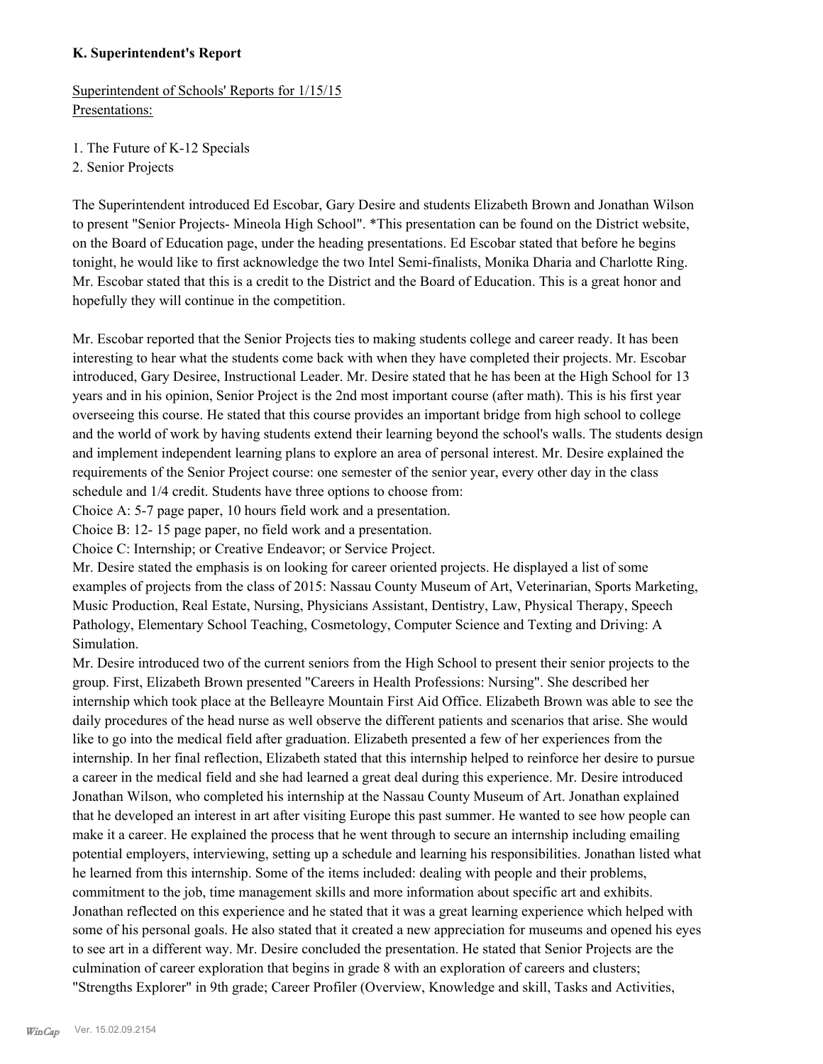**K. Superintendent's Report**

Superintendent of Schools' Reports for 1/15/15
Presentations:

1. The Future of K-12 Specials
2. Senior Projects

The Superintendent introduced Ed Escobar, Gary Desire and students Elizabeth Brown and Jonathan Wilson to present "Senior Projects- Mineola High School". *This presentation can be found on the District website, on the Board of Education page, under the heading presentations. Ed Escobar stated that before he begins tonight, he would like to first acknowledge the two Intel Semi-finalists, Monika Dharia and Charlotte Ring. Mr. Escobar stated that this is a credit to the District and the Board of Education. This is a great honor and hopefully they will continue in the competition.

Mr. Escobar reported that the Senior Projects ties to making students college and career ready. It has been interesting to hear what the students come back with when they have completed their projects. Mr. Escobar introduced, Gary Desiree, Instructional Leader. Mr. Desire stated that he has been at the High School for 13 years and in his opinion, Senior Project is the 2nd most important course (after math). This is his first year overseeing this course. He stated that this course provides an important bridge from high school to college and the world of work by having students extend their learning beyond the school's walls. The students design and implement independent learning plans to explore an area of personal interest. Mr. Desire explained the requirements of the Senior Project course: one semester of the senior year, every other day in the class schedule and 1/4 credit. Students have three options to choose from:
Choice A: 5-7 page paper, 10 hours field work and a presentation.
Choice B: 12- 15 page paper, no field work and a presentation.
Choice C: Internship; or Creative Endeavor; or Service Project.
Mr. Desire stated the emphasis is on looking for career oriented projects. He displayed a list of some examples of projects from the class of 2015: Nassau County Museum of Art, Veterinarian, Sports Marketing, Music Production, Real Estate, Nursing, Physicians Assistant, Dentistry, Law, Physical Therapy, Speech Pathology, Elementary School Teaching, Cosmetology, Computer Science and Texting and Driving: A Simulation.
Mr. Desire introduced two of the current seniors from the High School to present their senior projects to the group. First, Elizabeth Brown presented "Careers in Health Professions: Nursing". She described her internship which took place at the Belleayre Mountain First Aid Office. Elizabeth Brown was able to see the daily procedures of the head nurse as well observe the different patients and scenarios that arise. She would like to go into the medical field after graduation. Elizabeth presented a few of her experiences from the internship. In her final reflection, Elizabeth stated that this internship helped to reinforce her desire to pursue a career in the medical field and she had learned a great deal during this experience. Mr. Desire introduced Jonathan Wilson, who completed his internship at the Nassau County Museum of Art. Jonathan explained that he developed an interest in art after visiting Europe this past summer. He wanted to see how people can make it a career. He explained the process that he went through to secure an internship including emailing potential employers, interviewing, setting up a schedule and learning his responsibilities. Jonathan listed what he learned from this internship. Some of the items included: dealing with people and their problems, commitment to the job, time management skills and more information about specific art and exhibits. Jonathan reflected on this experience and he stated that it was a great learning experience which helped with some of his personal goals. He also stated that it created a new appreciation for museums and opened his eyes to see art in a different way. Mr. Desire concluded the presentation. He stated that Senior Projects are the culmination of career exploration that begins in grade 8 with an exploration of careers and clusters; "Strengths Explorer" in 9th grade; Career Profiler (Overview, Knowledge and skill, Tasks and Activities,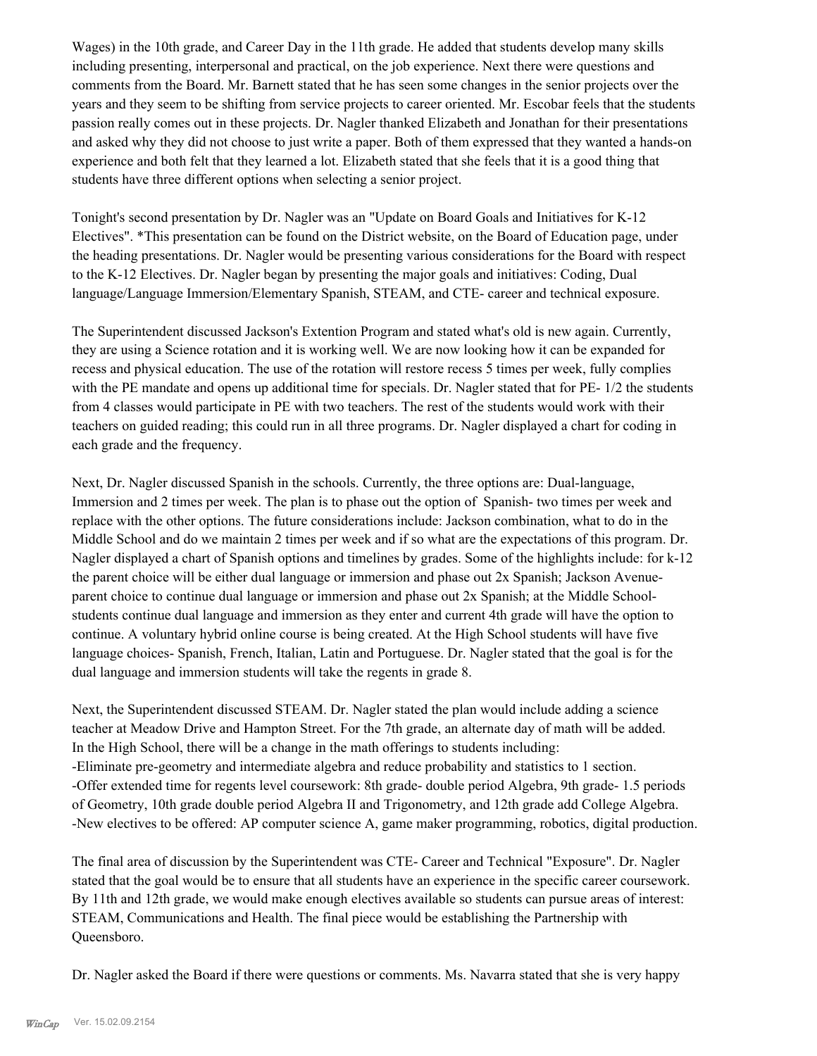Wages) in the 10th grade, and Career Day in the 11th grade. He added that students develop many skills including presenting, interpersonal and practical, on the job experience. Next there were questions and comments from the Board. Mr. Barnett stated that he has seen some changes in the senior projects over the years and they seem to be shifting from service projects to career oriented. Mr. Escobar feels that the students passion really comes out in these projects. Dr. Nagler thanked Elizabeth and Jonathan for their presentations and asked why they did not choose to just write a paper. Both of them expressed that they wanted a hands-on experience and both felt that they learned a lot. Elizabeth stated that she feels that it is a good thing that students have three different options when selecting a senior project.

Tonight's second presentation by Dr. Nagler was an "Update on Board Goals and Initiatives for K-12 Electives". *This presentation can be found on the District website, on the Board of Education page, under the heading presentations. Dr. Nagler would be presenting various considerations for the Board with respect to the K-12 Electives. Dr. Nagler began by presenting the major goals and initiatives: Coding, Dual language/Language Immersion/Elementary Spanish, STEAM, and CTE- career and technical exposure.

The Superintendent discussed Jackson's Extention Program and stated what's old is new again. Currently, they are using a Science rotation and it is working well. We are now looking how it can be expanded for recess and physical education. The use of the rotation will restore recess 5 times per week, fully complies with the PE mandate and opens up additional time for specials. Dr. Nagler stated that for PE- 1/2 the students from 4 classes would participate in PE with two teachers. The rest of the students would work with their teachers on guided reading; this could run in all three programs. Dr. Nagler displayed a chart for coding in each grade and the frequency.

Next, Dr. Nagler discussed Spanish in the schools. Currently, the three options are: Dual-language, Immersion and 2 times per week. The plan is to phase out the option of Spanish- two times per week and replace with the other options. The future considerations include: Jackson combination, what to do in the Middle School and do we maintain 2 times per week and if so what are the expectations of this program. Dr. Nagler displayed a chart of Spanish options and timelines by grades. Some of the highlights include: for k-12 the parent choice will be either dual language or immersion and phase out 2x Spanish; Jackson Avenue- parent choice to continue dual language or immersion and phase out 2x Spanish; at the Middle School- students continue dual language and immersion as they enter and current 4th grade will have the option to continue. A voluntary hybrid online course is being created. At the High School students will have five language choices- Spanish, French, Italian, Latin and Portuguese. Dr. Nagler stated that the goal is for the dual language and immersion students will take the regents in grade 8.

Next, the Superintendent discussed STEAM. Dr. Nagler stated the plan would include adding a science teacher at Meadow Drive and Hampton Street. For the 7th grade, an alternate day of math will be added. In the High School, there will be a change in the math offerings to students including:
-Eliminate pre-geometry and intermediate algebra and reduce probability and statistics to 1 section.
-Offer extended time for regents level coursework: 8th grade- double period Algebra, 9th grade- 1.5 periods of Geometry, 10th grade double period Algebra II and Trigonometry, and 12th grade add College Algebra.
-New electives to be offered: AP computer science A, game maker programming, robotics, digital production.

The final area of discussion by the Superintendent was CTE- Career and Technical "Exposure". Dr. Nagler stated that the goal would be to ensure that all students have an experience in the specific career coursework. By 11th and 12th grade, we would make enough electives available so students can pursue areas of interest: STEAM, Communications and Health. The final piece would be establishing the Partnership with Queensboro.

Dr. Nagler asked the Board if there were questions or comments. Ms. Navarra stated that she is very happy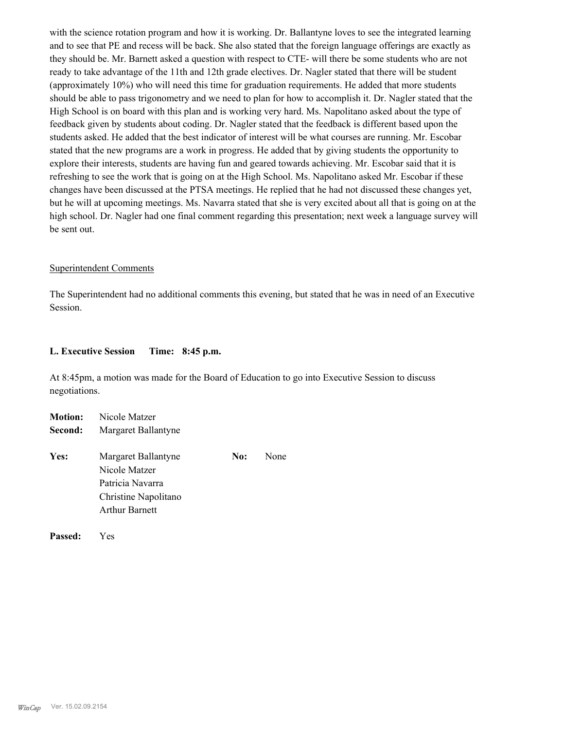with the science rotation program and how it is working. Dr. Ballantyne loves to see the integrated learning and to see that PE and recess will be back. She also stated that the foreign language offerings are exactly as they should be. Mr. Barnett asked a question with respect to CTE- will there be some students who are not ready to take advantage of the 11th and 12th grade electives. Dr. Nagler stated that there will be student (approximately 10%) who will need this time for graduation requirements. He added that more students should be able to pass trigonometry and we need to plan for how to accomplish it. Dr. Nagler stated that the High School is on board with this plan and is working very hard. Ms. Napolitano asked about the type of feedback given by students about coding. Dr. Nagler stated that the feedback is different based upon the students asked. He added that the best indicator of interest will be what courses are running. Mr. Escobar stated that the new programs are a work in progress. He added that by giving students the opportunity to explore their interests, students are having fun and geared towards achieving. Mr. Escobar said that it is refreshing to see the work that is going on at the High School. Ms. Napolitano asked Mr. Escobar if these changes have been discussed at the PTSA meetings. He replied that he had not discussed these changes yet, but he will at upcoming meetings. Ms. Navarra stated that she is very excited about all that is going on at the high school. Dr. Nagler had one final comment regarding this presentation; next week a language survey will be sent out.

Superintendent Comments

The Superintendent had no additional comments this evening, but stated that he was in need of an Executive Session.

**L. Executive Session Time: 8:45 p.m.**

At 8:45pm, a motion was made for the Board of Education to go into Executive Session to discuss negotiations.

**Motion:** Nicole Matzer
**Second:** Margaret Ballantyne

**Yes:** Margaret Ballantyne
Nicole Matzer
Patricia Navarra
Christine Napolitano
Arthur Barnett

**No:** None

**Passed:** Yes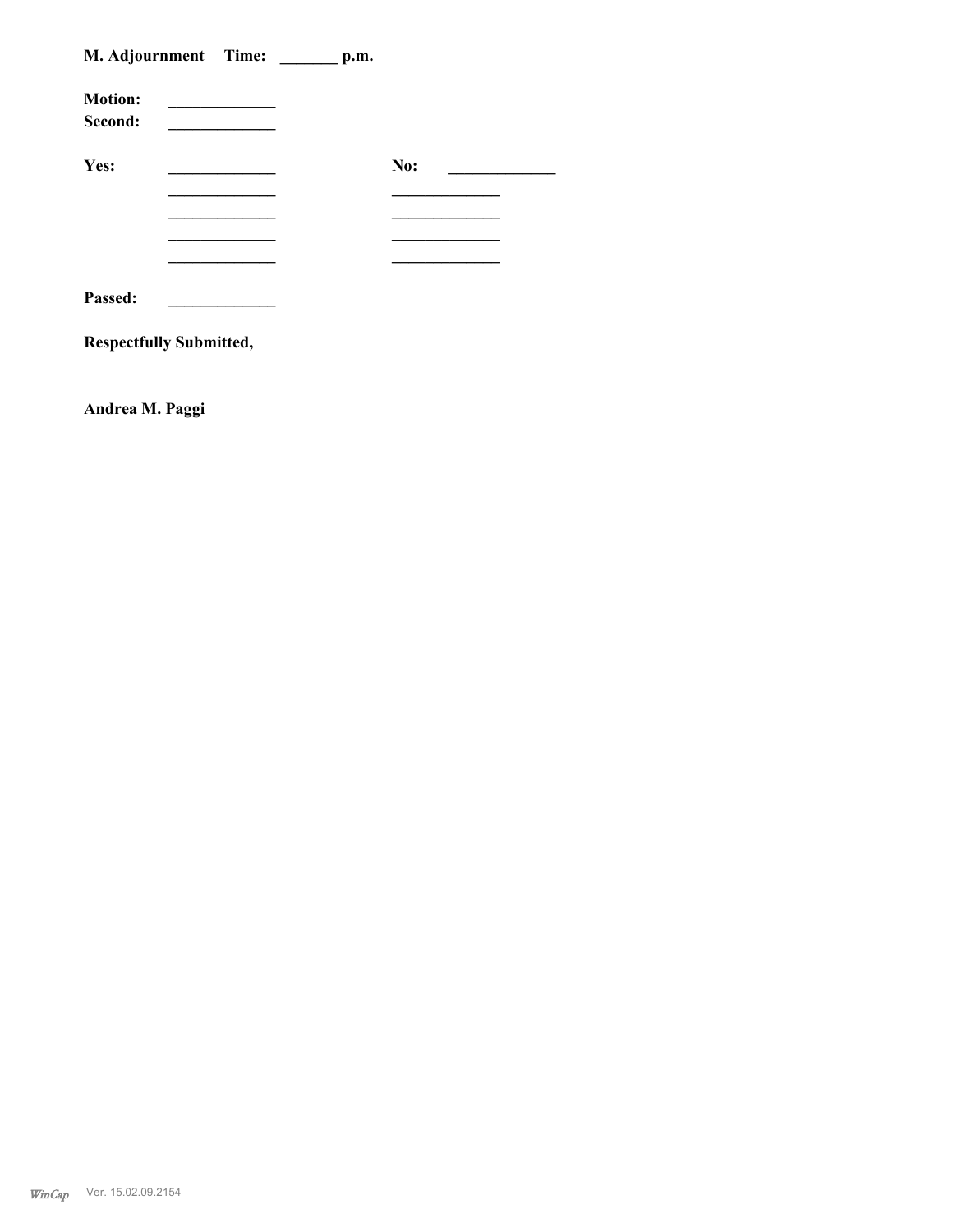**M. Adjournment Time: _______ p.m.**

**Motion:** _____________
**Second:** _____________

**Yes:** _____________ **No:** _____________

_____________ _____________

_____________ _____________

_____________ _____________

_____________ _____________

**Passed:** _____________

**Respectfully Submitted,**

**Andrea M. Paggi**

*WinCap* Ver. 15.02.09.2154